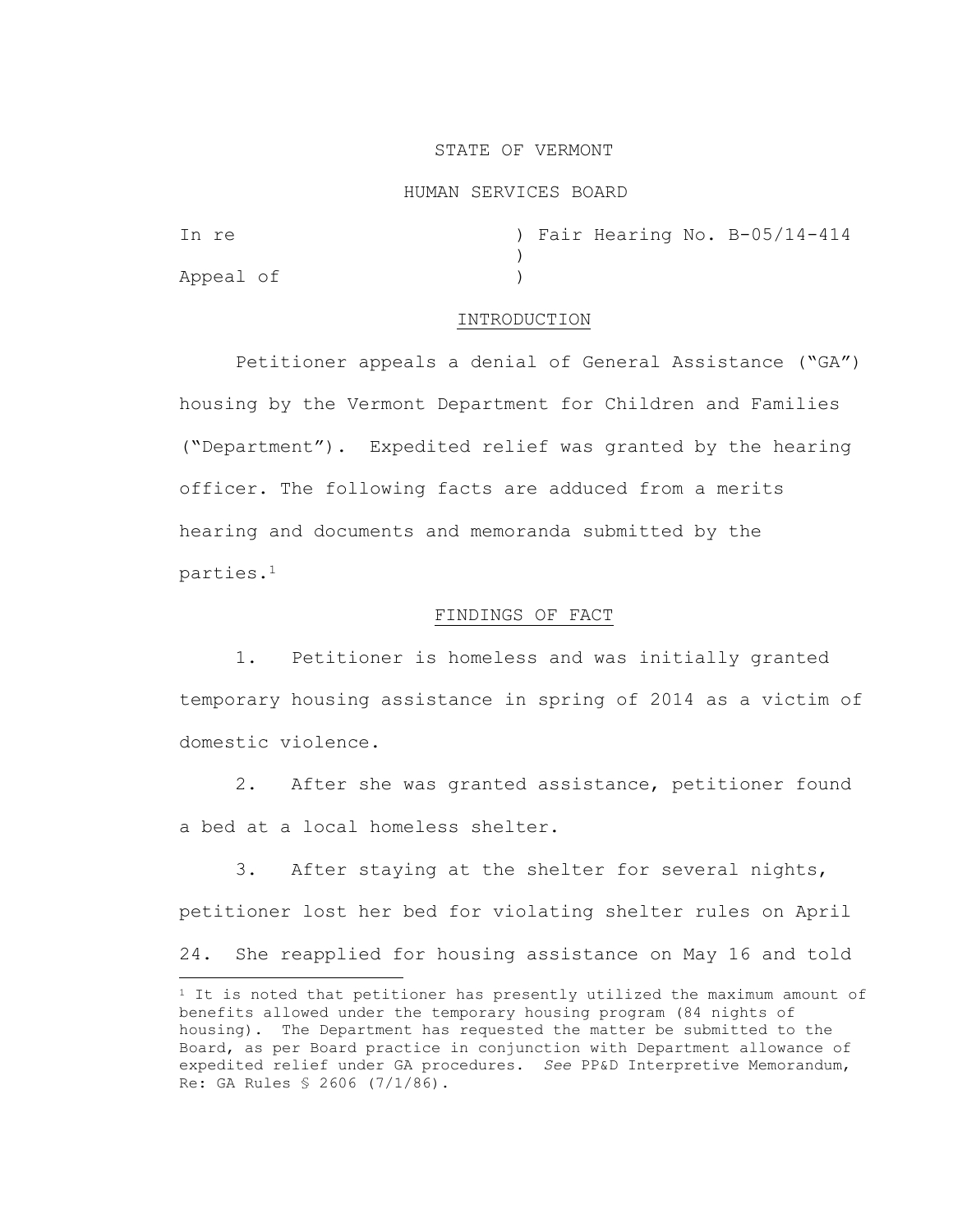STATE OF VERMONT

HUMAN SERVICES BOARD

In re ) Fair Hearing No. B-05/14-414
)
Appeal of )

## INTRODUCTION

Petitioner appeals a denial of General Assistance ("GA") housing by the Vermont Department for Children and Families ("Department"). Expedited relief was granted by the hearing officer. The following facts are adduced from a merits hearing and documents and memoranda submitted by the parties.[1]

## FINDINGS OF FACT

1. Petitioner is homeless and was initially granted temporary housing assistance in spring of 2014 as a victim of domestic violence.

2. After she was granted assistance, petitioner found a bed at a local homeless shelter.

3. After staying at the shelter for several nights, petitioner lost her bed for violating shelter rules on April 24. She reapplied for housing assistance on May 16 and told

---

[1] It is noted that petitioner has presently utilized the maximum amount of benefits allowed under the temporary housing program (84 nights of housing). The Department has requested the matter be submitted to the Board, as per Board practice in conjunction with Department allowance of expedited relief under GA procedures. *See* PP&D Interpretive Memorandum, Re: GA Rules § 2606 (7/1/86).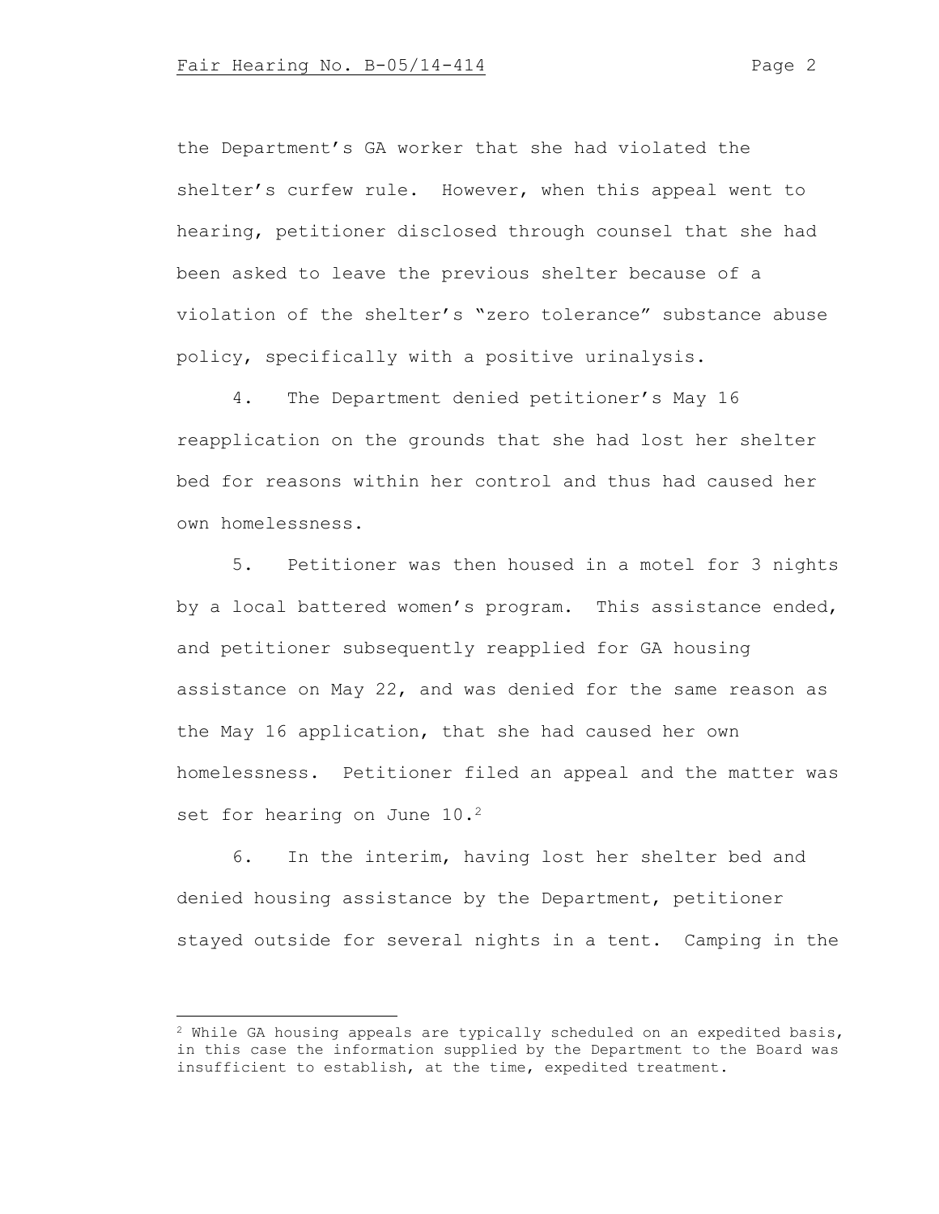the Department's GA worker that she had violated the shelter's curfew rule. However, when this appeal went to hearing, petitioner disclosed through counsel that she had been asked to leave the previous shelter because of a violation of the shelter's "zero tolerance" substance abuse policy, specifically with a positive urinalysis.

4. The Department denied petitioner's May 16 reapplication on the grounds that she had lost her shelter bed for reasons within her control and thus had caused her own homelessness.

5. Petitioner was then housed in a motel for 3 nights by a local battered women's program. This assistance ended, and petitioner subsequently reapplied for GA housing assistance on May 22, and was denied for the same reason as the May 16 application, that she had caused her own homelessness. Petitioner filed an appeal and the matter was set for hearing on June 10.[2]

6. In the interim, having lost her shelter bed and denied housing assistance by the Department, petitioner stayed outside for several nights in a tent. Camping in the

---

[2] While GA housing appeals are typically scheduled on an expedited basis, in this case the information supplied by the Department to the Board was insufficient to establish, at the time, expedited treatment.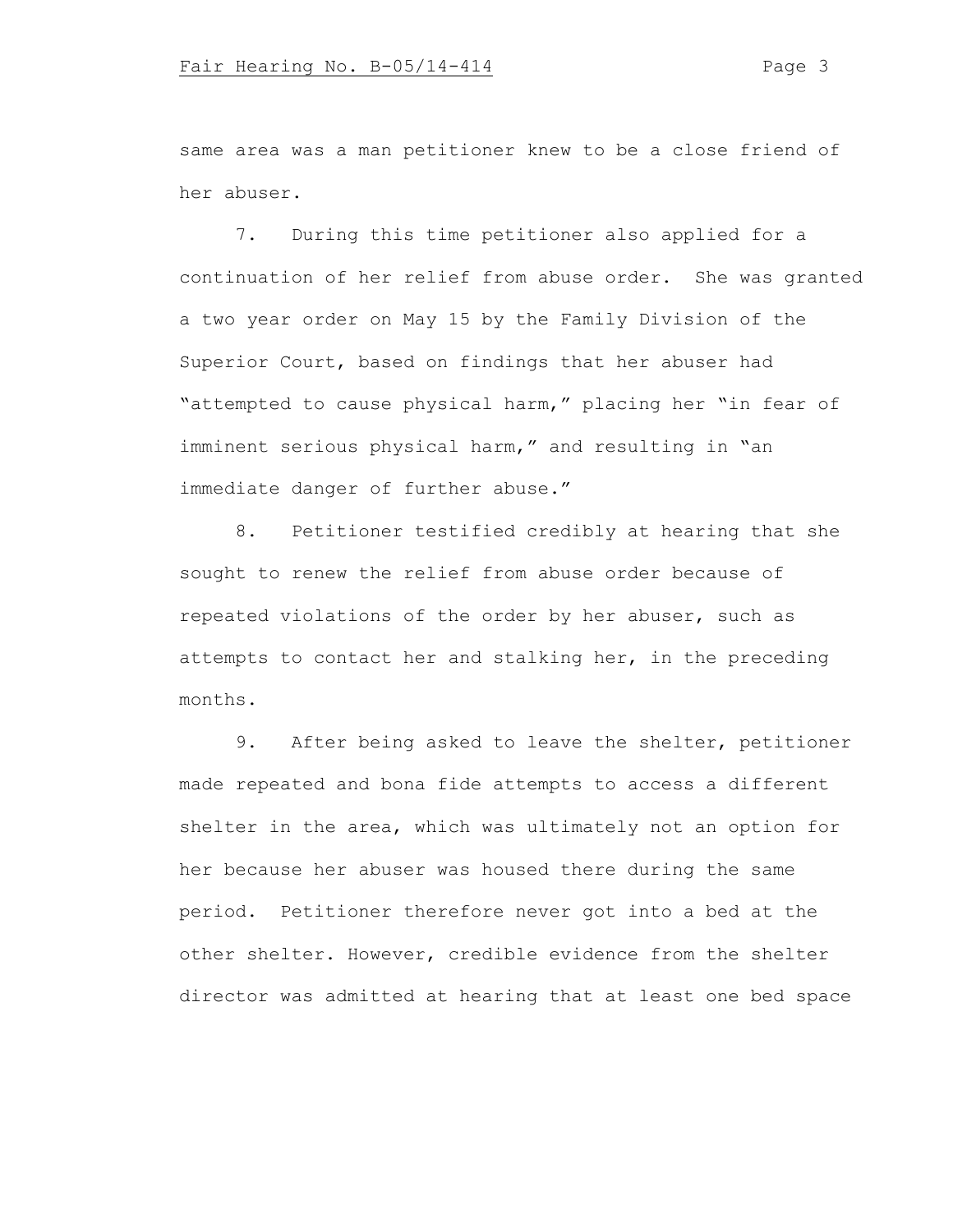same area was a man petitioner knew to be a close friend of her abuser.

7. During this time petitioner also applied for a continuation of her relief from abuse order. She was granted a two year order on May 15 by the Family Division of the Superior Court, based on findings that her abuser had "attempted to cause physical harm," placing her "in fear of imminent serious physical harm," and resulting in "an immediate danger of further abuse."

8. Petitioner testified credibly at hearing that she sought to renew the relief from abuse order because of repeated violations of the order by her abuser, such as attempts to contact her and stalking her, in the preceding months.

9. After being asked to leave the shelter, petitioner made repeated and bona fide attempts to access a different shelter in the area, which was ultimately not an option for her because her abuser was housed there during the same period. Petitioner therefore never got into a bed at the other shelter. However, credible evidence from the shelter director was admitted at hearing that at least one bed space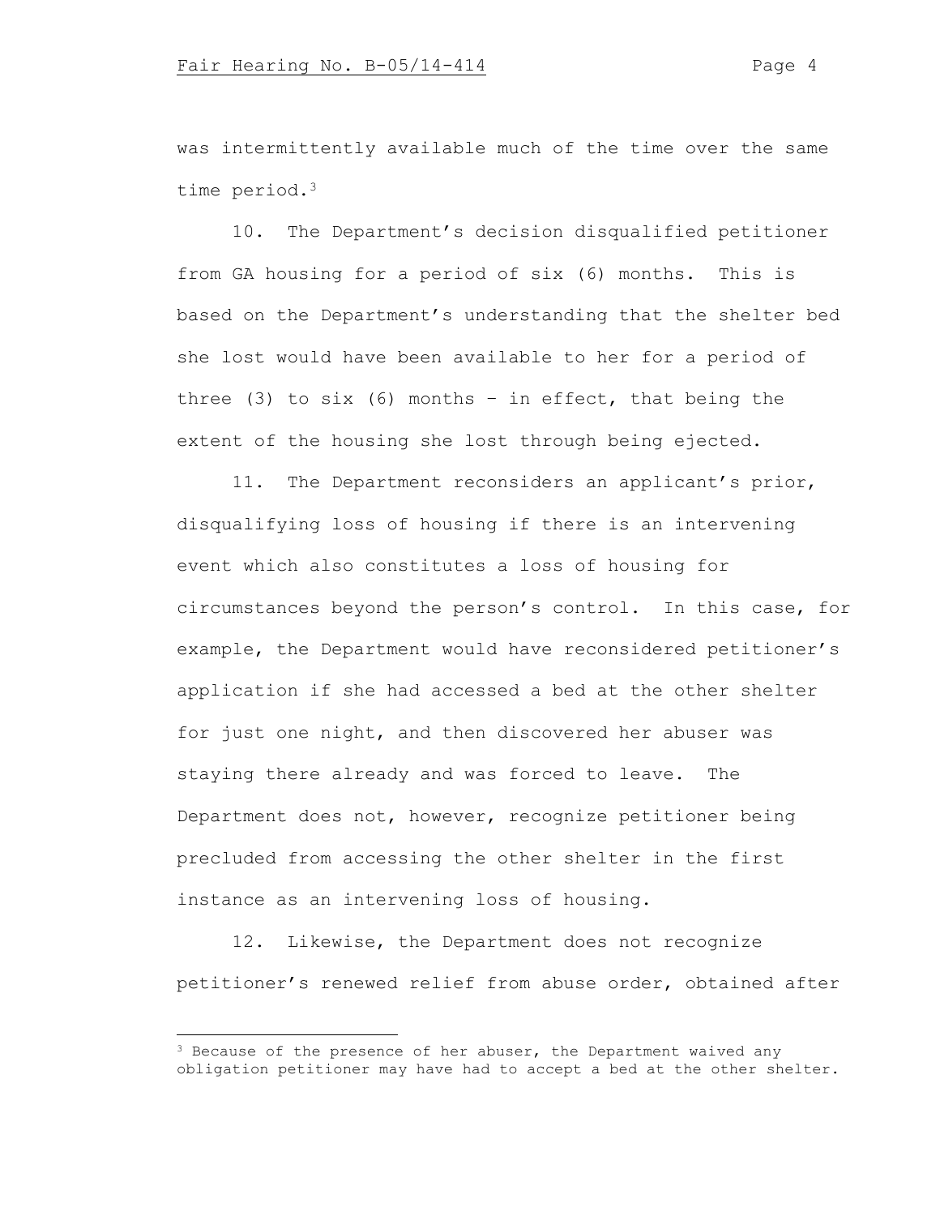was intermittently available much of the time over the same time period.[3]

10. The Department's decision disqualified petitioner from GA housing for a period of six (6) months. This is based on the Department's understanding that the shelter bed she lost would have been available to her for a period of three (3) to six (6) months – in effect, that being the extent of the housing she lost through being ejected.

11. The Department reconsiders an applicant's prior, disqualifying loss of housing if there is an intervening event which also constitutes a loss of housing for circumstances beyond the person's control. In this case, for example, the Department would have reconsidered petitioner's application if she had accessed a bed at the other shelter for just one night, and then discovered her abuser was staying there already and was forced to leave. The Department does not, however, recognize petitioner being precluded from accessing the other shelter in the first instance as an intervening loss of housing.

12. Likewise, the Department does not recognize petitioner's renewed relief from abuse order, obtained after

---

[3] Because of the presence of her abuser, the Department waived any obligation petitioner may have had to accept a bed at the other shelter.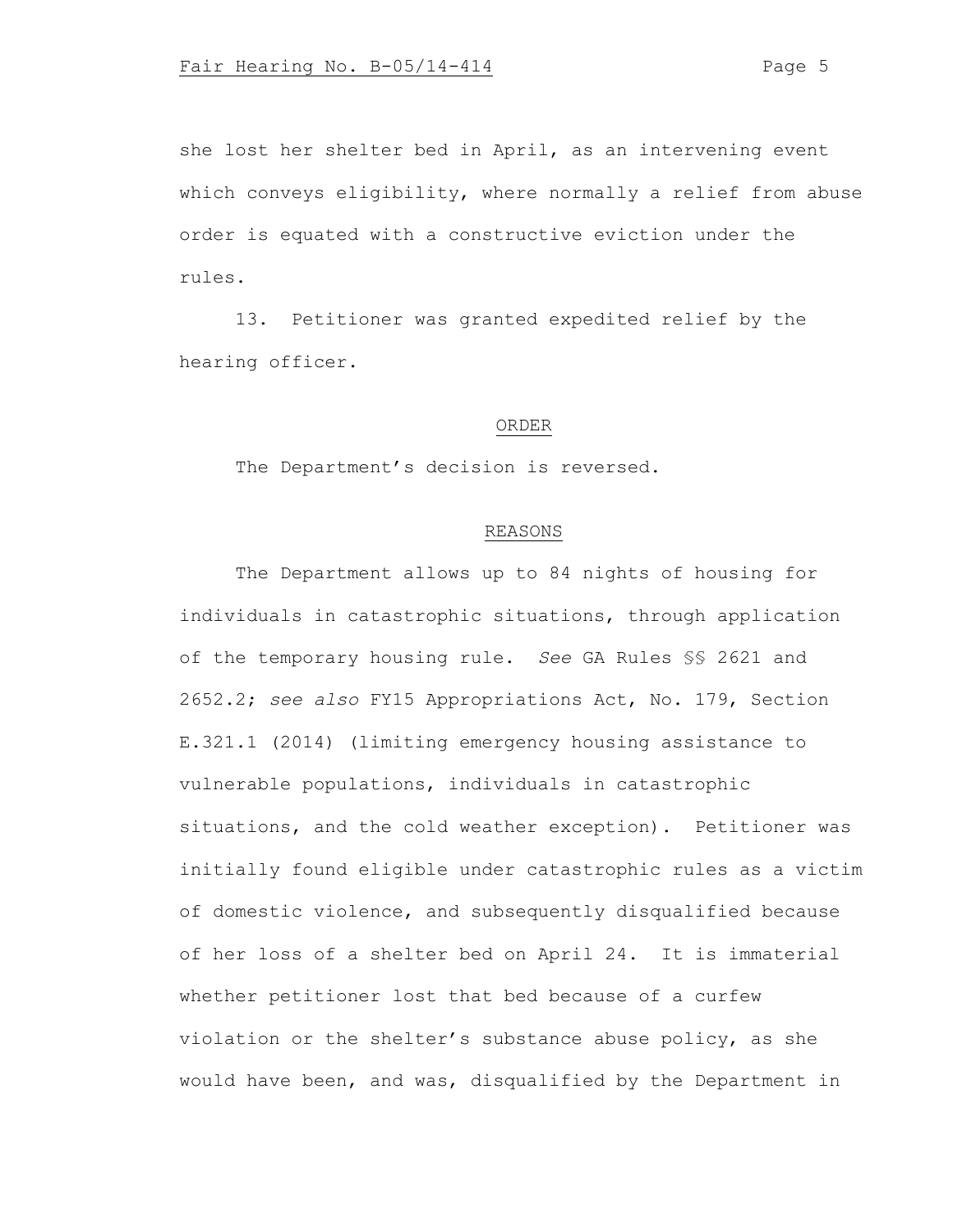she lost her shelter bed in April, as an intervening event which conveys eligibility, where normally a relief from abuse order is equated with a constructive eviction under the rules.

13. Petitioner was granted expedited relief by the hearing officer.

## ORDER

The Department's decision is reversed.

## REASONS

The Department allows up to 84 nights of housing for individuals in catastrophic situations, through application of the temporary housing rule. *See* GA Rules §§ 2621 and 2652.2; *see also* FY15 Appropriations Act, No. 179, Section E.321.1 (2014) (limiting emergency housing assistance to vulnerable populations, individuals in catastrophic situations, and the cold weather exception). Petitioner was initially found eligible under catastrophic rules as a victim of domestic violence, and subsequently disqualified because of her loss of a shelter bed on April 24. It is immaterial whether petitioner lost that bed because of a curfew violation or the shelter's substance abuse policy, as she would have been, and was, disqualified by the Department in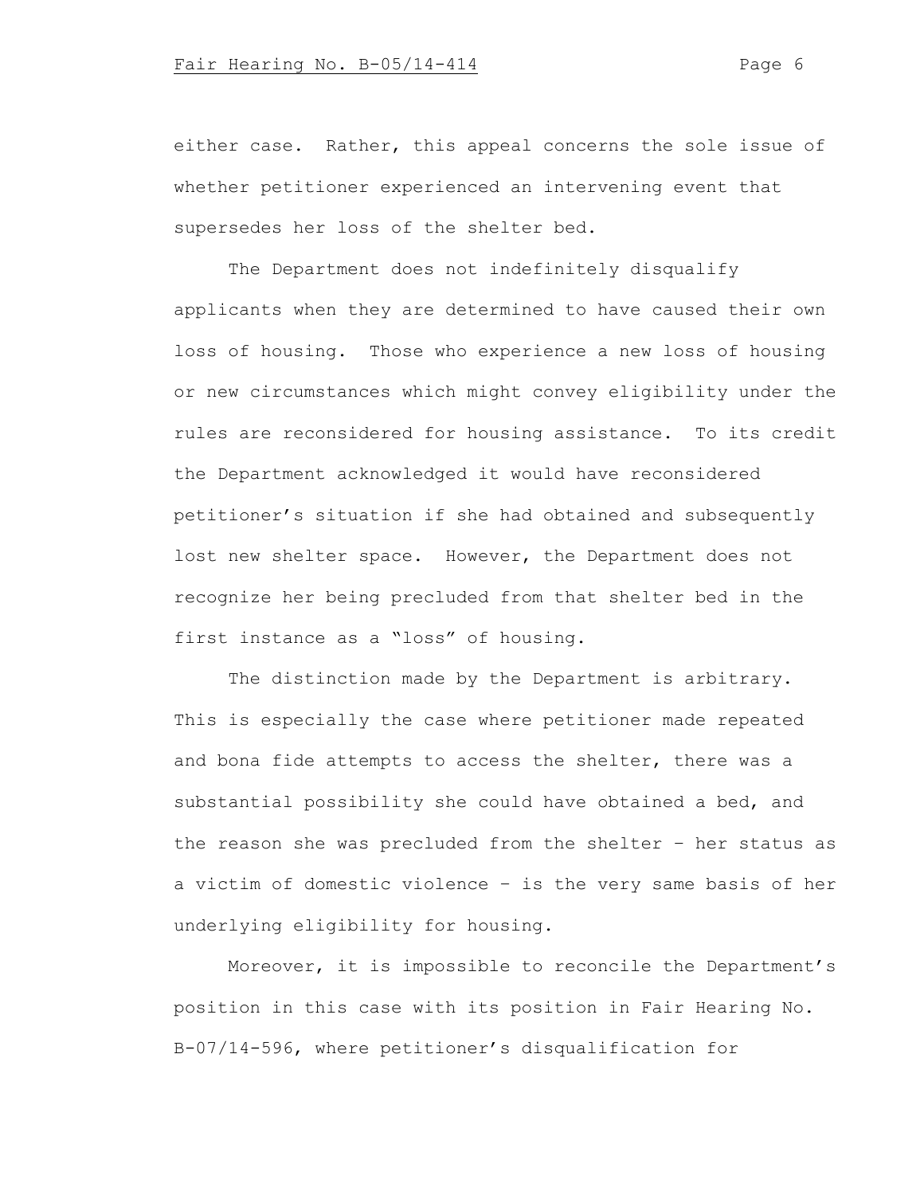either case. Rather, this appeal concerns the sole issue of whether petitioner experienced an intervening event that supersedes her loss of the shelter bed.

The Department does not indefinitely disqualify applicants when they are determined to have caused their own loss of housing. Those who experience a new loss of housing or new circumstances which might convey eligibility under the rules are reconsidered for housing assistance. To its credit the Department acknowledged it would have reconsidered petitioner's situation if she had obtained and subsequently lost new shelter space. However, the Department does not recognize her being precluded from that shelter bed in the first instance as a "loss" of housing.

The distinction made by the Department is arbitrary. This is especially the case where petitioner made repeated and bona fide attempts to access the shelter, there was a substantial possibility she could have obtained a bed, and the reason she was precluded from the shelter – her status as a victim of domestic violence – is the very same basis of her underlying eligibility for housing.

Moreover, it is impossible to reconcile the Department's position in this case with its position in Fair Hearing No. B-07/14-596, where petitioner's disqualification for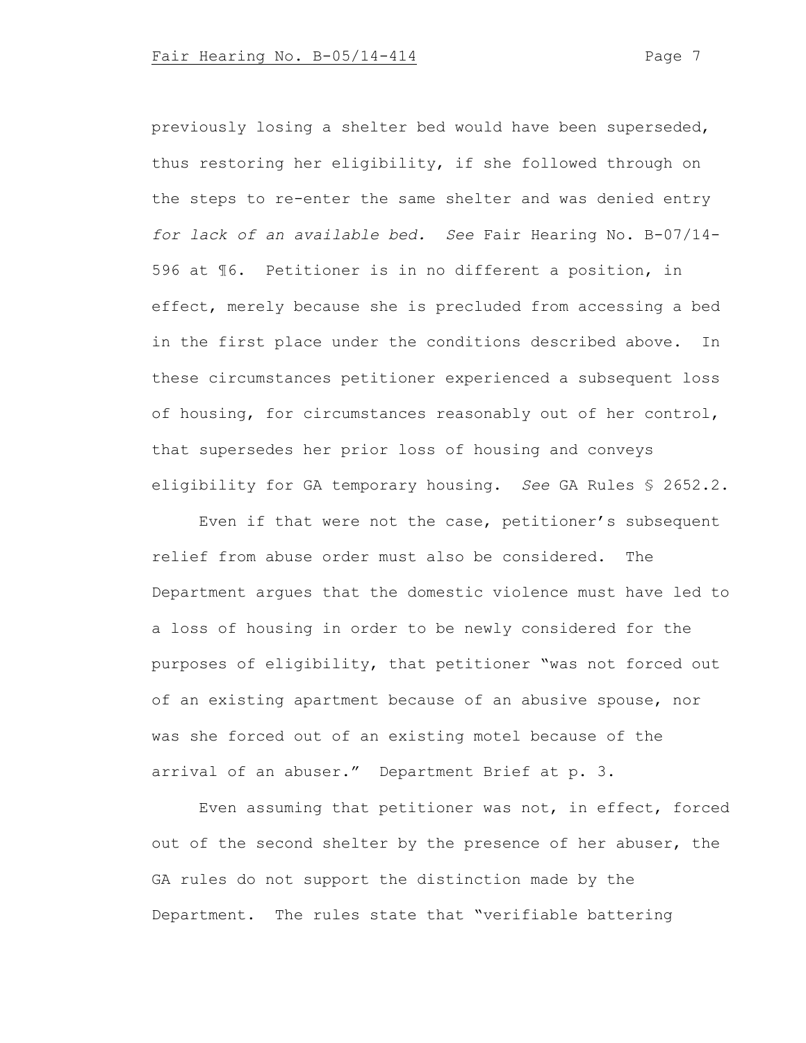previously losing a shelter bed would have been superseded, thus restoring her eligibility, if she followed through on the steps to re-enter the same shelter and was denied entry *for lack of an available bed.* *See* Fair Hearing No. B-07/14-596 at ¶6. Petitioner is in no different a position, in effect, merely because she is precluded from accessing a bed in the first place under the conditions described above. In these circumstances petitioner experienced a subsequent loss of housing, for circumstances reasonably out of her control, that supersedes her prior loss of housing and conveys eligibility for GA temporary housing. *See* GA Rules § 2652.2.

Even if that were not the case, petitioner's subsequent relief from abuse order must also be considered. The Department argues that the domestic violence must have led to a loss of housing in order to be newly considered for the purposes of eligibility, that petitioner "was not forced out of an existing apartment because of an abusive spouse, nor was she forced out of an existing motel because of the arrival of an abuser." Department Brief at p. 3.

Even assuming that petitioner was not, in effect, forced out of the second shelter by the presence of her abuser, the GA rules do not support the distinction made by the Department. The rules state that "verifiable battering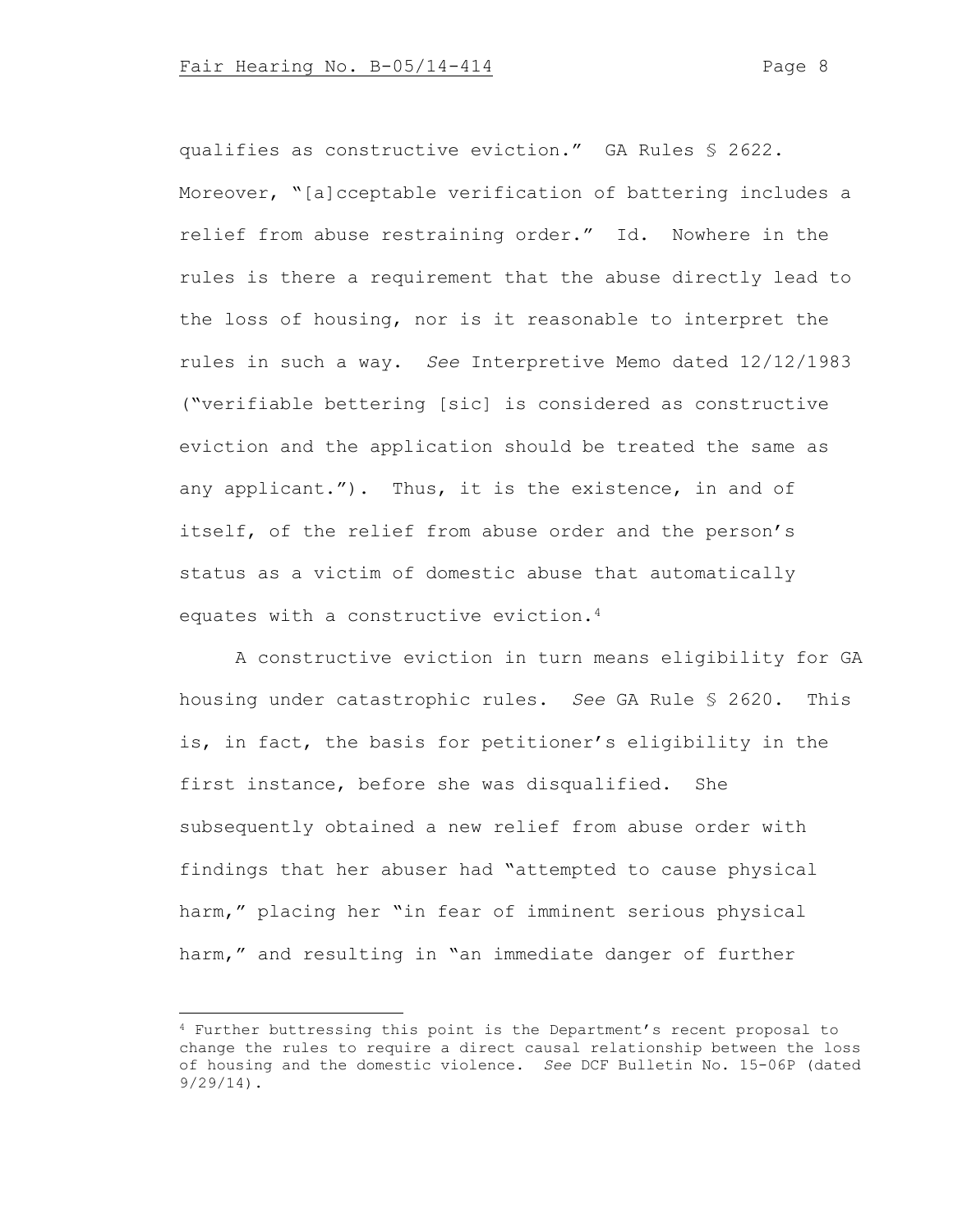qualifies as constructive eviction." GA Rules § 2622. Moreover, "[a]cceptable verification of battering includes a relief from abuse restraining order." Id. Nowhere in the rules is there a requirement that the abuse directly lead to the loss of housing, nor is it reasonable to interpret the rules in such a way. *See* Interpretive Memo dated 12/12/1983 ("verifiable bettering [sic] is considered as constructive eviction and the application should be treated the same as any applicant."). Thus, it is the existence, in and of itself, of the relief from abuse order and the person's status as a victim of domestic abuse that automatically equates with a constructive eviction.[4]

A constructive eviction in turn means eligibility for GA housing under catastrophic rules. *See* GA Rule § 2620. This is, in fact, the basis for petitioner's eligibility in the first instance, before she was disqualified. She subsequently obtained a new relief from abuse order with findings that her abuser had "attempted to cause physical harm," placing her "in fear of imminent serious physical harm," and resulting in "an immediate danger of further

[4] Further buttressing this point is the Department's recent proposal to change the rules to require a direct causal relationship between the loss of housing and the domestic violence. *See* DCF Bulletin No. 15-06P (dated 9/29/14).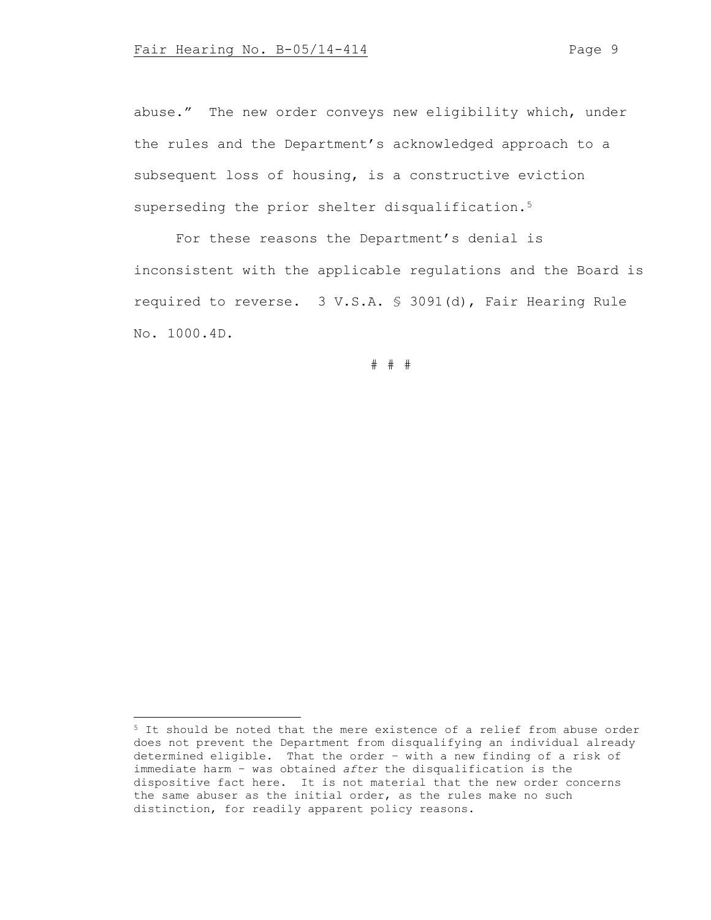abuse." The new order conveys new eligibility which, under the rules and the Department's acknowledged approach to a subsequent loss of housing, is a constructive eviction superseding the prior shelter disqualification.[5]

For these reasons the Department's denial is inconsistent with the applicable regulations and the Board is required to reverse. 3 V.S.A. § 3091(d), Fair Hearing Rule No. 1000.4D.

# # #

[5] It should be noted that the mere existence of a relief from abuse order does not prevent the Department from disqualifying an individual already determined eligible. That the order – with a new finding of a risk of immediate harm – was obtained *after* the disqualification is the dispositive fact here. It is not material that the new order concerns the same abuser as the initial order, as the rules make no such distinction, for readily apparent policy reasons.